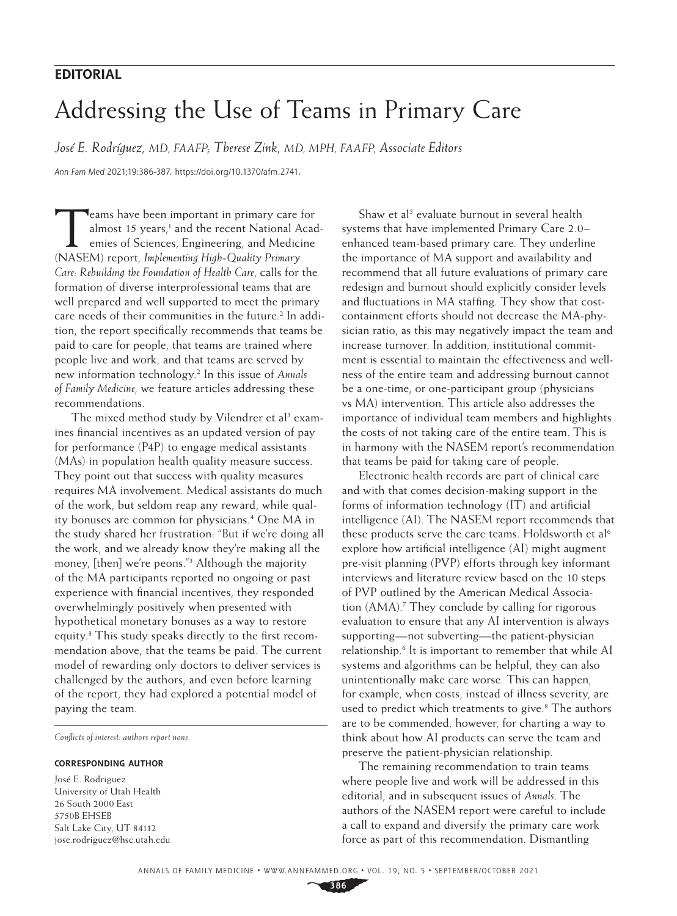**EDITORIAL**

# Addressing the Use of Teams in Primary Care

*José E. Rodríguez, MD, FAAFP; Therese Zink, MD, MPH, FAAFP, Associate Editors*

*Ann Fam Med* 2021;19:386-387. https://doi.org/10.1370/afm.2741.

Teams have been important in primary care for almost 15 years,[1] and the recent National Academies of Sciences, Engineering, and Medicine (NASEM) report, *Implementing High-Quality Primary Care: Rebuilding the Foundation of Health Care*, calls for the formation of diverse interprofessional teams that are well prepared and well supported to meet the primary care needs of their communities in the future.[2] In addition, the report specifically recommends that teams be paid to care for people, that teams are trained where people live and work, and that teams are served by new information technology.[2] In this issue of *Annals of Family Medicine*, we feature articles addressing these recommendations.

The mixed method study by Vilendrer et al[3] examines financial incentives as an updated version of pay for performance (P4P) to engage medical assistants (MAs) in population health quality measure success. They point out that success with quality measures requires MA involvement. Medical assistants do much of the work, but seldom reap any reward, while quality bonuses are common for physicians.[4] One MA in the study shared her frustration: "But if we're doing all the work, and we already know they're making all the money, [then] we're peons."[3] Although the majority of the MA participants reported no ongoing or past experience with financial incentives, they responded overwhelmingly positively when presented with hypothetical monetary bonuses as a way to restore equity.[3] This study speaks directly to the first recommendation above, that the teams be paid. The current model of rewarding only doctors to deliver services is challenged by the authors, and even before learning of the report, they had explored a potential model of paying the team.

*Conflicts of interest: authors report none.*

**CORRESPONDING AUTHOR**

José E. Rodriguez
University of Utah Health
26 South 2000 East
5750B EHSEB
Salt Lake City, UT 84112
jose.rodriguez@hsc.utah.edu

Shaw et al[5] evaluate burnout in several health systems that have implemented Primary Care 2.0–enhanced team-based primary care. They underline the importance of MA support and availability and recommend that all future evaluations of primary care redesign and burnout should explicitly consider levels and fluctuations in MA staffing. They show that cost-containment efforts should not decrease the MA-physician ratio, as this may negatively impact the team and increase turnover. In addition, institutional commitment is essential to maintain the effectiveness and wellness of the entire team and addressing burnout cannot be a one-time, or one-participant group (physicians vs MA) intervention. This article also addresses the importance of individual team members and highlights the costs of not taking care of the entire team. This is in harmony with the NASEM report's recommendation that teams be paid for taking care of people.

Electronic health records are part of clinical care and with that comes decision-making support in the forms of information technology (IT) and artificial intelligence (AI). The NASEM report recommends that these products serve the care teams. Holdsworth et al[6] explore how artificial intelligence (AI) might augment pre-visit planning (PVP) efforts through key informant interviews and literature review based on the 10 steps of PVP outlined by the American Medical Association (AMA).[7] They conclude by calling for rigorous evaluation to ensure that any AI intervention is always supporting—not subverting—the patient-physician relationship.[6] It is important to remember that while AI systems and algorithms can be helpful, they can also unintentionally make care worse. This can happen, for example, when costs, instead of illness severity, are used to predict which treatments to give.[8] The authors are to be commended, however, for charting a way to think about how AI products can serve the team and preserve the patient-physician relationship.

The remaining recommendation to train teams where people live and work will be addressed in this editorial, and in subsequent issues of *Annals*. The authors of the NASEM report were careful to include a call to expand and diversify the primary care work force as part of this recommendation. Dismantling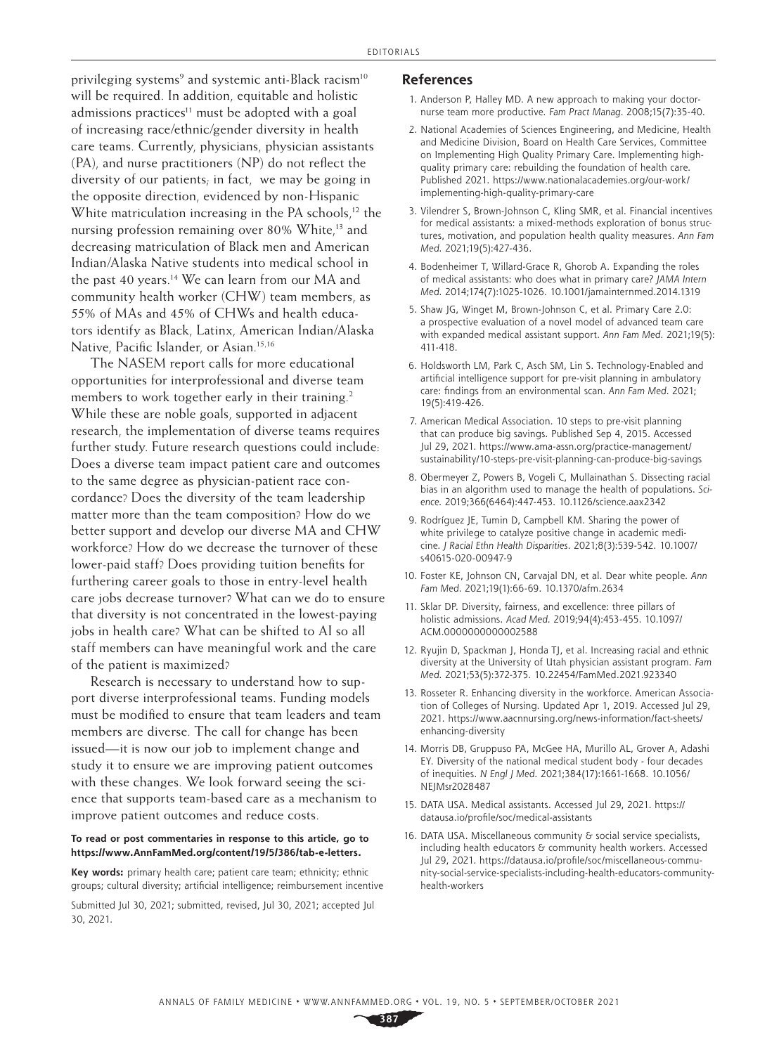privileging systems[9] and systemic anti-Black racism[10] will be required. In addition, equitable and holistic admissions practices[11] must be adopted with a goal of increasing race/ethnic/gender diversity in health care teams. Currently, physicians, physician assistants (PA), and nurse practitioners (NP) do not reflect the diversity of our patients; in fact, we may be going in the opposite direction, evidenced by non-Hispanic White matriculation increasing in the PA schools,[12] the nursing profession remaining over 80% White,[13] and decreasing matriculation of Black men and American Indian/Alaska Native students into medical school in the past 40 years.[14] We can learn from our MA and community health worker (CHW) team members, as 55% of MAs and 45% of CHWs and health educators identify as Black, Latinx, American Indian/Alaska Native, Pacific Islander, or Asian.[15,16]

The NASEM report calls for more educational opportunities for interprofessional and diverse team members to work together early in their training.[2] While these are noble goals, supported in adjacent research, the implementation of diverse teams requires further study. Future research questions could include: Does a diverse team impact patient care and outcomes to the same degree as physician-patient race concordance? Does the diversity of the team leadership matter more than the team composition? How do we better support and develop our diverse MA and CHW workforce? How do we decrease the turnover of these lower-paid staff? Does providing tuition benefits for furthering career goals to those in entry-level health care jobs decrease turnover? What can we do to ensure that diversity is not concentrated in the lowest-paying jobs in health care? What can be shifted to AI so all staff members can have meaningful work and the care of the patient is maximized?

Research is necessary to understand how to support diverse interprofessional teams. Funding models must be modified to ensure that team leaders and team members are diverse. The call for change has been issued—it is now our job to implement change and study it to ensure we are improving patient outcomes with these changes. We look forward seeing the science that supports team-based care as a mechanism to improve patient outcomes and reduce costs.

**To read or post commentaries in response to this article, go to https://www.AnnFamMed.org/content/19/5/386/tab-e-letters.**

**Key words:** primary health care; patient care team; ethnicity; ethnic groups; cultural diversity; artificial intelligence; reimbursement incentive

Submitted Jul 30, 2021; submitted, revised, Jul 30, 2021; accepted Jul 30, 2021.

## References

1. Anderson P, Halley MD. A new approach to making your doctor-nurse team more productive. *Fam Pract Manag*. 2008;15(7):35-40.
2. National Academies of Sciences Engineering, and Medicine, Health and Medicine Division, Board on Health Care Services, Committee on Implementing High Quality Primary Care. Implementing high-quality primary care: rebuilding the foundation of health care. Published 2021. https://www.nationalacademies.org/our-work/implementing-high-quality-primary-care
3. Vilendrer S, Brown-Johnson C, Kling SMR, et al. Financial incentives for medical assistants: a mixed-methods exploration of bonus structures, motivation, and population health quality measures. *Ann Fam Med*. 2021;19(5):427-436.
4. Bodenheimer T, Willard-Grace R, Ghorob A. Expanding the roles of medical assistants: who does what in primary care? *JAMA Intern Med*. 2014;174(7):1025-1026. 10.1001/jamainternmed.2014.1319
5. Shaw JG, Winget M, Brown-Johnson C, et al. Primary Care 2.0: a prospective evaluation of a novel model of advanced team care with expanded medical assistant support. *Ann Fam Med*. 2021;19(5): 411-418.
6. Holdsworth LM, Park C, Asch SM, Lin S. Technology-Enabled and artificial intelligence support for pre-visit planning in ambulatory care: findings from an environmental scan. *Ann Fam Med*. 2021; 19(5):419-426.
7. American Medical Association. 10 steps to pre-visit planning that can produce big savings. Published Sep 4, 2015. Accessed Jul 29, 2021. https://www.ama-assn.org/practice-management/sustainability/10-steps-pre-visit-planning-can-produce-big-savings
8. Obermeyer Z, Powers B, Vogeli C, Mullainathan S. Dissecting racial bias in an algorithm used to manage the health of populations. *Science*. 2019;366(6464):447-453. 10.1126/science.aax2342
9. Rodríguez JE, Tumin D, Campbell KM. Sharing the power of white privilege to catalyze positive change in academic medicine. *J Racial Ethn Health Disparities*. 2021;8(3):539-542. 10.1007/s40615-020-00947-9
10. Foster KE, Johnson CN, Carvajal DN, et al. Dear white people. *Ann Fam Med*. 2021;19(1):66-69. 10.1370/afm.2634
11. Sklar DP. Diversity, fairness, and excellence: three pillars of holistic admissions. *Acad Med*. 2019;94(4):453-455. 10.1097/ACM.0000000000002588
12. Ryujin D, Spackman J, Honda TJ, et al. Increasing racial and ethnic diversity at the University of Utah physician assistant program. *Fam Med*. 2021;53(5):372-375. 10.22454/FamMed.2021.923340
13. Rosseter R. Enhancing diversity in the workforce. American Association of Colleges of Nursing. Updated Apr 1, 2019. Accessed Jul 29, 2021. https://www.aacnnursing.org/news-information/fact-sheets/enhancing-diversity
14. Morris DB, Gruppuso PA, McGee HA, Murillo AL, Grover A, Adashi EY. Diversity of the national medical student body - four decades of inequities. *N Engl J Med*. 2021;384(17):1661-1668. 10.1056/NEJMsr2028487
15. DATA USA. Medical assistants. Accessed Jul 29, 2021. https://datausa.io/profile/soc/medical-assistants
16. DATA USA. Miscellaneous community & social service specialists, including health educators & community health workers. Accessed Jul 29, 2021. https://datausa.io/profile/soc/miscellaneous-community-social-service-specialists-including-health-educators-community-health-workers